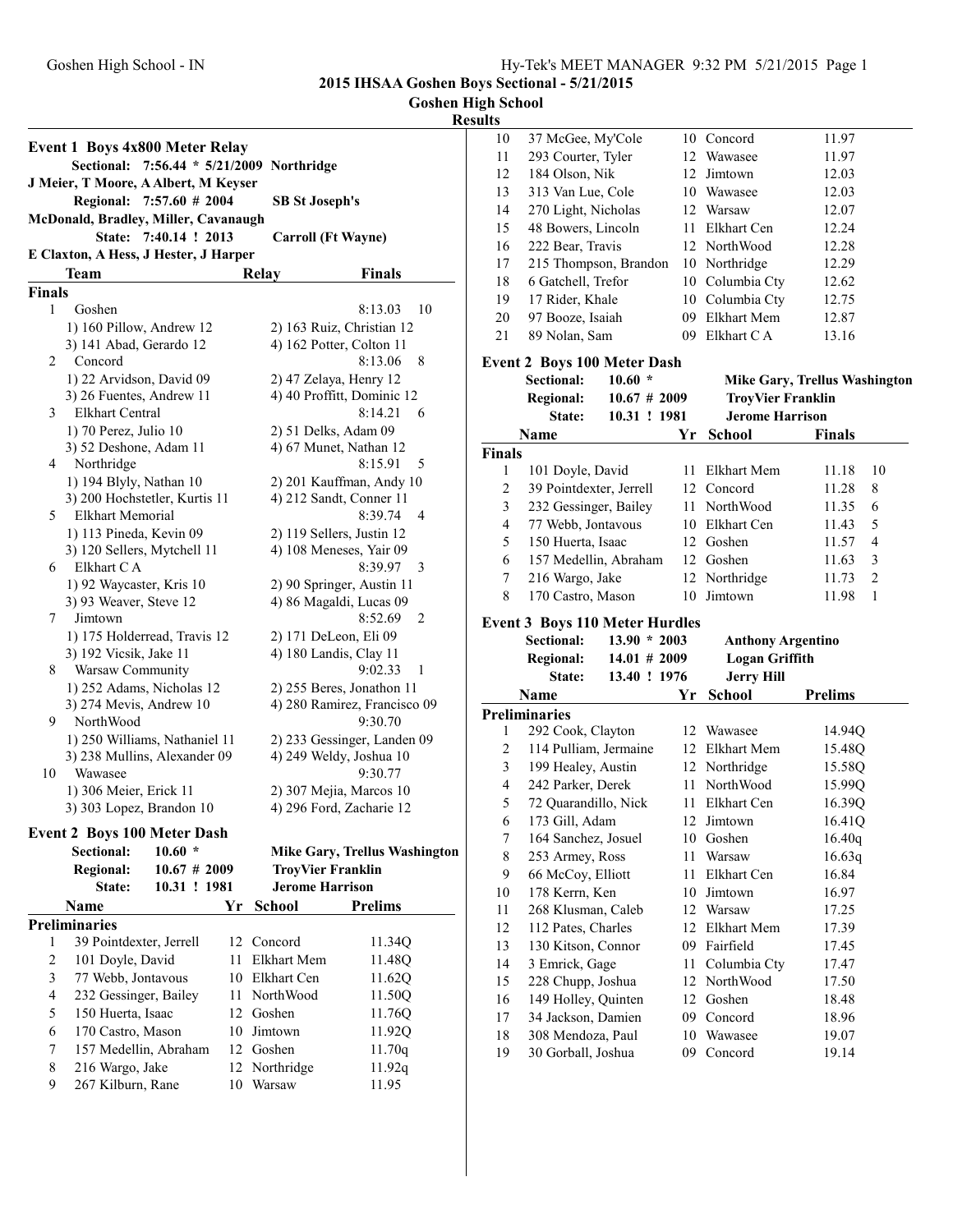# 2015 IHSAA Goshen Boys Sectional - 5/21/2015

## Goshen High School

### Results

### Event 1 Boys 4x800 Meter Relay

Sectional: 7:56.44 * 5/21/2009 Northridge
J Meier, T Moore, A Albert, M Keyser

Regional: 7:57.60 # 2004 SB St Joseph's
McDonald, Bradley, Miller, Cavanaugh

State: 7:40.14 ! 2013 Carroll (Ft Wayne)
E Claxton, A Hess, J Hester, J Harper

| | Team | Relay | Finals | |
|---|---|---|---|---|
| **Finals** | | | | |
| 1 | Goshen | | 8:13.03 | 10 |
| | 1) 160 Pillow, Andrew 12 | 2) 163 Ruiz, Christian 12 | | |
| | 3) 141 Abad, Gerardo 12 | 4) 162 Potter, Colton 11 | | |
| 2 | Concord | | 8:13.06 | 8 |
| | 1) 22 Arvidson, David 09 | 2) 47 Zelaya, Henry 12 | | |
| | 3) 26 Fuentes, Andrew 11 | 4) 40 Proffitt, Dominic 12 | | |
| 3 | Elkhart Central | | 8:14.21 | 6 |
| | 1) 70 Perez, Julio 10 | 2) 51 Delks, Adam 09 | | |
| | 3) 52 Deshone, Adam 11 | 4) 67 Munet, Nathan 12 | | |
| 4 | Northridge | | 8:15.91 | 5 |
| | 1) 194 Blyly, Nathan 10 | 2) 201 Kauffman, Andy 10 | | |
| | 3) 200 Hochstetler, Kurtis 11 | 4) 212 Sandt, Conner 11 | | |
| 5 | Elkhart Memorial | | 8:39.74 | 4 |
| | 1) 113 Pineda, Kevin 09 | 2) 119 Sellers, Justin 12 | | |
| | 3) 120 Sellers, Mytchell 11 | 4) 108 Meneses, Yair 09 | | |
| 6 | Elkhart C A | | 8:39.97 | 3 |
| | 1) 92 Waycaster, Kris 10 | 2) 90 Springer, Austin 11 | | |
| | 3) 93 Weaver, Steve 12 | 4) 86 Magaldi, Lucas 09 | | |
| 7 | Jimtown | | 8:52.69 | 2 |
| | 1) 175 Holderread, Travis 12 | 2) 171 DeLeon, Eli 09 | | |
| | 3) 192 Vicsik, Jake 11 | 4) 180 Landis, Clay 11 | | |
| 8 | Warsaw Community | | 9:02.33 | 1 |
| | 1) 252 Adams, Nicholas 12 | 2) 255 Beres, Jonathon 11 | | |
| | 3) 274 Mevis, Andrew 10 | 4) 280 Ramirez, Francisco 09 | | |
| 9 | NorthWood | | 9:30.70 | |
| | 1) 250 Williams, Nathaniel 11 | 2) 233 Gessinger, Landen 09 | | |
| | 3) 238 Mullins, Alexander 09 | 4) 249 Weldy, Joshua 10 | | |
| 10 | Wawasee | | 9:30.77 | |
| | 1) 306 Meier, Erick 11 | 2) 307 Mejia, Marcos 10 | | |
| | 3) 303 Lopez, Brandon 10 | 4) 296 Ford, Zacharie 12 | | |

### Event 2 Boys 100 Meter Dash

Sectional: 10.60 * Mike Gary, Trellus Washington
Regional: 10.67 # 2009 TroyVier Franklin
State: 10.31 ! 1981 Jerome Harrison

| | Name | Yr | School | Prelims |
|---|---|---|---|---|
| **Preliminaries** | | | | |
| 1 | 39 Pointdexter, Jerrell | 12 | Concord | 11.34Q |
| 2 | 101 Doyle, David | 11 | Elkhart Mem | 11.48Q |
| 3 | 77 Webb, Jontavous | 10 | Elkhart Cen | 11.62Q |
| 4 | 232 Gessinger, Bailey | 11 | NorthWood | 11.50Q |
| 5 | 150 Huerta, Isaac | 12 | Goshen | 11.76Q |
| 6 | 170 Castro, Mason | 10 | Jimtown | 11.92Q |
| 7 | 157 Medellin, Abraham | 12 | Goshen | 11.70q |
| 8 | 216 Wargo, Jake | 12 | Northridge | 11.92q |
| 9 | 267 Kilburn, Rane | 10 | Warsaw | 11.95 |
| 10 | 37 McGee, My'Cole | 10 | Concord | 11.97 |
| 11 | 293 Courter, Tyler | 12 | Wawasee | 11.97 |
| 12 | 184 Olson, Nik | 12 | Jimtown | 12.03 |
| 13 | 313 Van Lue, Cole | 10 | Wawasee | 12.03 |
| 14 | 270 Light, Nicholas | 12 | Warsaw | 12.07 |
| 15 | 48 Bowers, Lincoln | 11 | Elkhart Cen | 12.24 |
| 16 | 222 Bear, Travis | 12 | NorthWood | 12.28 |
| 17 | 215 Thompson, Brandon | 10 | Northridge | 12.29 |
| 18 | 6 Gatchell, Trefor | 10 | Columbia Cty | 12.62 |
| 19 | 17 Rider, Khale | 10 | Columbia Cty | 12.75 |
| 20 | 97 Booze, Isaiah | 09 | Elkhart Mem | 12.87 |
| 21 | 89 Nolan, Sam | 09 | Elkhart C A | 13.16 |

### Event 2 Boys 100 Meter Dash

Sectional: 10.60 * Mike Gary, Trellus Washington
Regional: 10.67 # 2009 TroyVier Franklin
State: 10.31 ! 1981 Jerome Harrison

| | Name | Yr | School | Finals | |
|---|---|---|---|---|---|
| **Finals** | | | | | |
| 1 | 101 Doyle, David | 11 | Elkhart Mem | 11.18 | 10 |
| 2 | 39 Pointdexter, Jerrell | 12 | Concord | 11.28 | 8 |
| 3 | 232 Gessinger, Bailey | 11 | NorthWood | 11.35 | 6 |
| 4 | 77 Webb, Jontavous | 10 | Elkhart Cen | 11.43 | 5 |
| 5 | 150 Huerta, Isaac | 12 | Goshen | 11.57 | 4 |
| 6 | 157 Medellin, Abraham | 12 | Goshen | 11.63 | 3 |
| 7 | 216 Wargo, Jake | 12 | Northridge | 11.73 | 2 |
| 8 | 170 Castro, Mason | 10 | Jimtown | 11.98 | 1 |

### Event 3 Boys 110 Meter Hurdles

Sectional: 13.90 * 2003 Anthony Argentino
Regional: 14.01 # 2009 Logan Griffith
State: 13.40 ! 1976 Jerry Hill

| | Name | Yr | School | Prelims |
|---|---|---|---|---|
| **Preliminaries** | | | | |
| 1 | 292 Cook, Clayton | 12 | Wawasee | 14.94Q |
| 2 | 114 Pulliam, Jermaine | 12 | Elkhart Mem | 15.48Q |
| 3 | 199 Healey, Austin | 12 | Northridge | 15.58Q |
| 4 | 242 Parker, Derek | 11 | NorthWood | 15.99Q |
| 5 | 72 Quarandillo, Nick | 11 | Elkhart Cen | 16.39Q |
| 6 | 173 Gill, Adam | 12 | Jimtown | 16.41Q |
| 7 | 164 Sanchez, Josuel | 10 | Goshen | 16.40q |
| 8 | 253 Armey, Ross | 11 | Warsaw | 16.63q |
| 9 | 66 McCoy, Elliott | 11 | Elkhart Cen | 16.84 |
| 10 | 178 Kerrn, Ken | 10 | Jimtown | 16.97 |
| 11 | 268 Klusman, Caleb | 12 | Warsaw | 17.25 |
| 12 | 112 Pates, Charles | 12 | Elkhart Mem | 17.39 |
| 13 | 130 Kitson, Connor | 09 | Fairfield | 17.45 |
| 14 | 3 Emrick, Gage | 11 | Columbia Cty | 17.47 |
| 15 | 228 Chupp, Joshua | 12 | NorthWood | 17.50 |
| 16 | 149 Holley, Quinten | 12 | Goshen | 18.48 |
| 17 | 34 Jackson, Damien | 09 | Concord | 18.96 |
| 18 | 308 Mendoza, Paul | 10 | Wawasee | 19.07 |
| 19 | 30 Gorball, Joshua | 09 | Concord | 19.14 |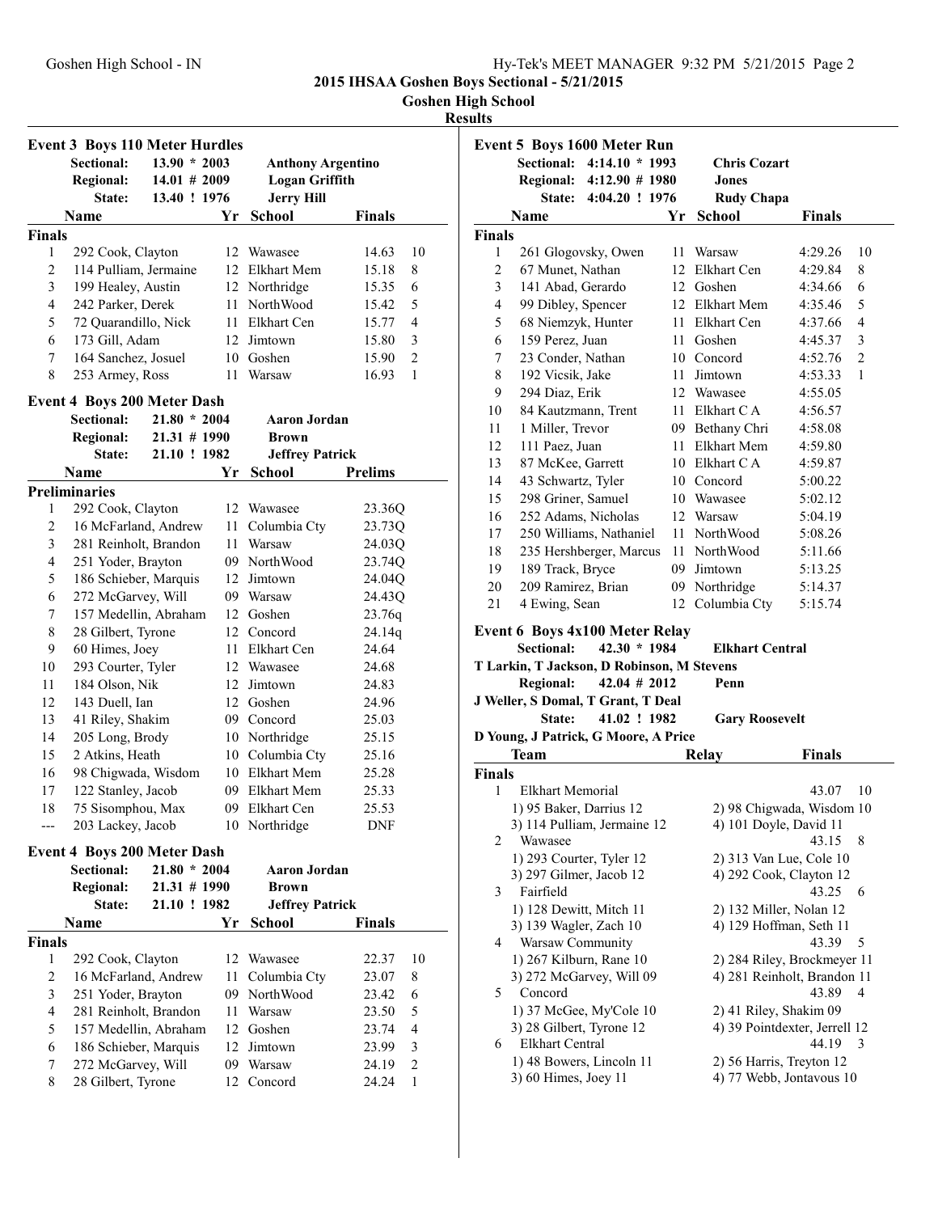**2015 IHSAA Goshen Boys Sectional - 5/21/2015**

**Goshen High School**

**Results**

### Event 3 Boys 110 Meter Hurdles

| | | | |
|---|---|---|---|
| Sectional: | 13.90 * 2003 | Anthony Argentino | |
| Regional: | 14.01 # 2009 | Logan Griffith | |
| State: | 13.40 ! 1976 | Jerry Hill | |

**Finals**

| Place | Name | Yr | School | Finals | Points |
|---|---|---|---|---|---|
| 1 | 292 Cook, Clayton | 12 | Wawasee | 14.63 | 10 |
| 2 | 114 Pulliam, Jermaine | 12 | Elkhart Mem | 15.18 | 8 |
| 3 | 199 Healey, Austin | 12 | Northridge | 15.35 | 6 |
| 4 | 242 Parker, Derek | 11 | NorthWood | 15.42 | 5 |
| 5 | 72 Quarandillo, Nick | 11 | Elkhart Cen | 15.77 | 4 |
| 6 | 173 Gill, Adam | 12 | Jimtown | 15.80 | 3 |
| 7 | 164 Sanchez, Josuel | 10 | Goshen | 15.90 | 2 |
| 8 | 253 Armey, Ross | 11 | Warsaw | 16.93 | 1 |

### Event 4 Boys 200 Meter Dash

| | | |
|---|---|---|
| Sectional: | 21.80 * 2004 | Aaron Jordan |
| Regional: | 21.31 # 1990 | Brown |
| State: | 21.10 ! 1982 | Jeffrey Patrick |

**Preliminaries**

| Place | Name | Yr | School | Prelims |
|---|---|---|---|---|
| 1 | 292 Cook, Clayton | 12 | Wawasee | 23.36Q |
| 2 | 16 McFarland, Andrew | 11 | Columbia Cty | 23.73Q |
| 3 | 281 Reinholt, Brandon | 11 | Warsaw | 24.03Q |
| 4 | 251 Yoder, Brayton | 09 | NorthWood | 23.74Q |
| 5 | 186 Schieber, Marquis | 12 | Jimtown | 24.04Q |
| 6 | 272 McGarvey, Will | 09 | Warsaw | 24.43Q |
| 7 | 157 Medellin, Abraham | 12 | Goshen | 23.76q |
| 8 | 28 Gilbert, Tyrone | 12 | Concord | 24.14q |
| 9 | 60 Himes, Joey | 11 | Elkhart Cen | 24.64 |
| 10 | 293 Courter, Tyler | 12 | Wawasee | 24.68 |
| 11 | 184 Olson, Nik | 12 | Jimtown | 24.83 |
| 12 | 143 Duell, Ian | 12 | Goshen | 24.96 |
| 13 | 41 Riley, Shakim | 09 | Concord | 25.03 |
| 14 | 205 Long, Brody | 10 | Northridge | 25.15 |
| 15 | 2 Atkins, Heath | 10 | Columbia Cty | 25.16 |
| 16 | 98 Chigwada, Wisdom | 10 | Elkhart Mem | 25.28 |
| 17 | 122 Stanley, Jacob | 09 | Elkhart Mem | 25.33 |
| 18 | 75 Sisomphou, Max | 09 | Elkhart Cen | 25.53 |
| --- | 203 Lackey, Jacob | 10 | Northridge | DNF |

### Event 4 Boys 200 Meter Dash

| | | |
|---|---|---|
| Sectional: | 21.80 * 2004 | Aaron Jordan |
| Regional: | 21.31 # 1990 | Brown |
| State: | 21.10 ! 1982 | Jeffrey Patrick |

**Finals**

| Place | Name | Yr | School | Finals | Points |
|---|---|---|---|---|---|
| 1 | 292 Cook, Clayton | 12 | Wawasee | 22.37 | 10 |
| 2 | 16 McFarland, Andrew | 11 | Columbia Cty | 23.07 | 8 |
| 3 | 251 Yoder, Brayton | 09 | NorthWood | 23.42 | 6 |
| 4 | 281 Reinholt, Brandon | 11 | Warsaw | 23.50 | 5 |
| 5 | 157 Medellin, Abraham | 12 | Goshen | 23.74 | 4 |
| 6 | 186 Schieber, Marquis | 12 | Jimtown | 23.99 | 3 |
| 7 | 272 McGarvey, Will | 09 | Warsaw | 24.19 | 2 |
| 8 | 28 Gilbert, Tyrone | 12 | Concord | 24.24 | 1 |

### Event 5 Boys 1600 Meter Run

| | | |
|---|---|---|
| Sectional: | 4:14.10 * 1993 | Chris Cozart |
| Regional: | 4:12.90 # 1980 | Jones |
| State: | 4:04.20 ! 1976 | Rudy Chapa |

**Finals**

| Place | Name | Yr | School | Finals | Points |
|---|---|---|---|---|---|
| 1 | 261 Glogovsky, Owen | 11 | Warsaw | 4:29.26 | 10 |
| 2 | 67 Munet, Nathan | 12 | Elkhart Cen | 4:29.84 | 8 |
| 3 | 141 Abad, Gerardo | 12 | Goshen | 4:34.66 | 6 |
| 4 | 99 Dibley, Spencer | 12 | Elkhart Mem | 4:35.46 | 5 |
| 5 | 68 Niemzyk, Hunter | 11 | Elkhart Cen | 4:37.66 | 4 |
| 6 | 159 Perez, Juan | 11 | Goshen | 4:45.37 | 3 |
| 7 | 23 Conder, Nathan | 10 | Concord | 4:52.76 | 2 |
| 8 | 192 Vicsik, Jake | 11 | Jimtown | 4:53.33 | 1 |
| 9 | 294 Diaz, Erik | 12 | Wawasee | 4:55.05 | |
| 10 | 84 Kautzmann, Trent | 11 | Elkhart C A | 4:56.57 | |
| 11 | 1 Miller, Trevor | 09 | Bethany Chri | 4:58.08 | |
| 12 | 111 Paez, Juan | 11 | Elkhart Mem | 4:59.80 | |
| 13 | 87 McKee, Garrett | 10 | Elkhart C A | 4:59.87 | |
| 14 | 43 Schwartz, Tyler | 10 | Concord | 5:00.22 | |
| 15 | 298 Griner, Samuel | 10 | Wawasee | 5:02.12 | |
| 16 | 252 Adams, Nicholas | 12 | Warsaw | 5:04.19 | |
| 17 | 250 Williams, Nathaniel | 11 | NorthWood | 5:08.26 | |
| 18 | 235 Hershberger, Marcus | 11 | NorthWood | 5:11.66 | |
| 19 | 189 Track, Bryce | 09 | Jimtown | 5:13.25 | |
| 20 | 209 Ramirez, Brian | 09 | Northridge | 5:14.37 | |
| 21 | 4 Ewing, Sean | 12 | Columbia Cty | 5:15.74 | |

### Event 6 Boys 4x100 Meter Relay

| | | |
|---|---|---|
| Sectional: | 42.30 * 1984 | Elkhart Central |
| T Larkin, T Jackson, D Robinson, M Stevens | | |
| Regional: | 42.04 # 2012 | Penn |
| J Weller, S Domal, T Grant, T Deal | | |
| State: | 41.02 ! 1982 | Gary Roosevelt |
| D Young, J Patrick, G Moore, A Price | | |

**Finals**

| Place | Team | Relay | Finals | Points |
|---|---|---|---|---|
| 1 | Elkhart Memorial | | 43.07 | 10 |
| | 1) 95 Baker, Darrius 12 | 2) 98 Chigwada, Wisdom 10 | | |
| | 3) 114 Pulliam, Jermaine 12 | 4) 101 Doyle, David 11 | | |
| 2 | Wawasee | | 43.15 | 8 |
| | 1) 293 Courter, Tyler 12 | 2) 313 Van Lue, Cole 10 | | |
| | 3) 297 Gilmer, Jacob 12 | 4) 292 Cook, Clayton 12 | | |
| 3 | Fairfield | | 43.25 | 6 |
| | 1) 128 Dewitt, Mitch 11 | 2) 132 Miller, Nolan 12 | | |
| | 3) 139 Wagler, Zach 10 | 4) 129 Hoffman, Seth 11 | | |
| 4 | Warsaw Community | | 43.39 | 5 |
| | 1) 267 Kilburn, Rane 10 | 2) 284 Riley, Brockmeyer 11 | | |
| | 3) 272 McGarvey, Will 09 | 4) 281 Reinholt, Brandon 11 | | |
| 5 | Concord | | 43.89 | 4 |
| | 1) 37 McGee, My'Cole 10 | 2) 41 Riley, Shakim 09 | | |
| | 3) 28 Gilbert, Tyrone 12 | 4) 39 Pointdexter, Jerrell 12 | | |
| 6 | Elkhart Central | | 44.19 | 3 |
| | 1) 48 Bowers, Lincoln 11 | 2) 56 Harris, Treyton 12 | | |
| | 3) 60 Himes, Joey 11 | 4) 77 Webb, Jontavous 10 | | |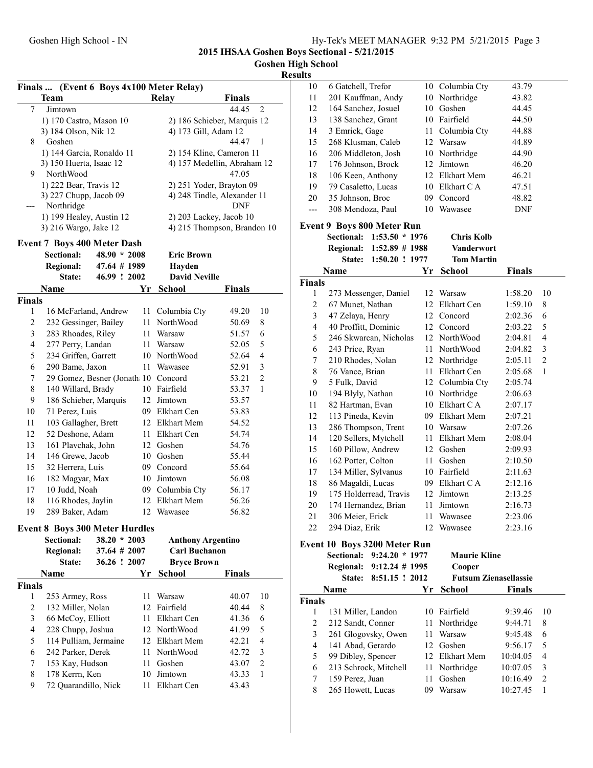## 2015 IHSAA Goshen Boys Sectional - 5/21/2015

### Goshen High School

### Results

#### Finals ... (Event 6 Boys 4x100 Meter Relay)

| | Team | Relay | Finals | |
|---|---|---|---|---|
| 7 | Jimtown | | 44.45 | 2 |
| | 1) 170 Castro, Mason 10 | 2) 186 Schieber, Marquis 12 | | |
| | 3) 184 Olson, Nik 12 | 4) 173 Gill, Adam 12 | | |
| 8 | Goshen | | 44.47 | 1 |
| | 1) 144 Garcia, Ronaldo 11 | 2) 154 Kline, Cameron 11 | | |
| | 3) 150 Huerta, Isaac 12 | 4) 157 Medellin, Abraham 12 | | |
| 9 | NorthWood | | 47.05 | |
| | 1) 222 Bear, Travis 12 | 2) 251 Yoder, Brayton 09 | | |
| | 3) 227 Chupp, Jacob 09 | 4) 248 Tindle, Alexander 11 | | |
| --- | Northridge | | DNF | |
| | 1) 199 Healey, Austin 12 | 2) 203 Lackey, Jacob 10 | | |
| | 3) 216 Wargo, Jake 12 | 4) 215 Thompson, Brandon 10 | | |

#### Event 7 Boys 400 Meter Dash

Sectional: 48.90 * 2008 Eric Brown
Regional: 47.64 # 1989 Hayden
State: 46.99 ! 2002 David Neville

| | Name | Yr | School | Finals | |
|---|---|---|---|---|---|
| **Finals** | | | | | |
| 1 | 16 McFarland, Andrew | 11 | Columbia Cty | 49.20 | 10 |
| 2 | 232 Gessinger, Bailey | 11 | NorthWood | 50.69 | 8 |
| 3 | 283 Rhoades, Riley | 11 | Warsaw | 51.57 | 6 |
| 4 | 277 Perry, Landan | 11 | Warsaw | 52.05 | 5 |
| 5 | 234 Griffen, Garrett | 10 | NorthWood | 52.64 | 4 |
| 6 | 290 Bame, Jaxon | 11 | Wawasee | 52.91 | 3 |
| 7 | 29 Gomez, Besner (Jonath | 10 | Concord | 53.21 | 2 |
| 8 | 140 Willard, Brady | 10 | Fairfield | 53.37 | 1 |
| 9 | 186 Schieber, Marquis | 12 | Jimtown | 53.57 | |
| 10 | 71 Perez, Luis | 09 | Elkhart Cen | 53.83 | |
| 11 | 103 Gallagher, Brett | 12 | Elkhart Mem | 54.52 | |
| 12 | 52 Deshone, Adam | 11 | Elkhart Cen | 54.74 | |
| 13 | 161 Plavchak, John | 12 | Goshen | 54.76 | |
| 14 | 146 Grewe, Jacob | 10 | Goshen | 55.44 | |
| 15 | 32 Herrera, Luis | 09 | Concord | 55.64 | |
| 16 | 182 Magyar, Max | 10 | Jimtown | 56.08 | |
| 17 | 10 Judd, Noah | 09 | Columbia Cty | 56.17 | |
| 18 | 116 Rhodes, Jaylin | 12 | Elkhart Mem | 56.26 | |
| 19 | 289 Baker, Adam | 12 | Wawasee | 56.82 | |

#### Event 8 Boys 300 Meter Hurdles

Sectional: 38.20 * 2003 Anthony Argentino
Regional: 37.64 # 2007 Carl Buchanon
State: 36.26 ! 2007 Bryce Brown

| | Name | Yr | School | Finals | |
|---|---|---|---|---|---|
| **Finals** | | | | | |
| 1 | 253 Armey, Ross | 11 | Warsaw | 40.07 | 10 |
| 2 | 132 Miller, Nolan | 12 | Fairfield | 40.44 | 8 |
| 3 | 66 McCoy, Elliott | 11 | Elkhart Cen | 41.36 | 6 |
| 4 | 228 Chupp, Joshua | 12 | NorthWood | 41.99 | 5 |
| 5 | 114 Pulliam, Jermaine | 12 | Elkhart Mem | 42.21 | 4 |
| 6 | 242 Parker, Derek | 11 | NorthWood | 42.72 | 3 |
| 7 | 153 Kay, Hudson | 11 | Goshen | 43.07 | 2 |
| 8 | 178 Kerrn, Ken | 10 | Jimtown | 43.33 | 1 |
| 9 | 72 Quarandillo, Nick | 11 | Elkhart Cen | 43.43 | |
| 10 | 6 Gatchell, Trefor | 10 | Columbia Cty | 43.79 | |
| 11 | 201 Kauffman, Andy | 10 | Northridge | 43.82 | |
| 12 | 164 Sanchez, Josuel | 10 | Goshen | 44.45 | |
| 13 | 138 Sanchez, Grant | 10 | Fairfield | 44.50 | |
| 14 | 3 Emrick, Gage | 11 | Columbia Cty | 44.88 | |
| 15 | 268 Klusman, Caleb | 12 | Warsaw | 44.89 | |
| 16 | 206 Middleton, Josh | 10 | Northridge | 44.90 | |
| 17 | 176 Johnson, Brock | 12 | Jimtown | 46.20 | |
| 18 | 106 Keen, Anthony | 12 | Elkhart Mem | 46.21 | |
| 19 | 79 Casaletto, Lucas | 10 | Elkhart C A | 47.51 | |
| 20 | 35 Johnson, Broc | 09 | Concord | 48.82 | |
| --- | 308 Mendoza, Paul | 10 | Wawasee | DNF | |

#### Event 9 Boys 800 Meter Run

Sectional: 1:53.50 * 1976 Chris Kolb
Regional: 1:52.89 # 1988 Vanderwort
State: 1:50.20 ! 1977 Tom Martin

| | Name | Yr | School | Finals | |
|---|---|---|---|---|---|
| **Finals** | | | | | |
| 1 | 273 Messenger, Daniel | 12 | Warsaw | 1:58.20 | 10 |
| 2 | 67 Munet, Nathan | 12 | Elkhart Cen | 1:59.10 | 8 |
| 3 | 47 Zelaya, Henry | 12 | Concord | 2:02.36 | 6 |
| 4 | 40 Proffitt, Dominic | 12 | Concord | 2:03.22 | 5 |
| 5 | 246 Skwarcan, Nicholas | 12 | NorthWood | 2:04.81 | 4 |
| 6 | 243 Price, Ryan | 11 | NorthWood | 2:04.82 | 3 |
| 7 | 210 Rhodes, Nolan | 12 | Northridge | 2:05.11 | 2 |
| 8 | 76 Vance, Brian | 11 | Elkhart Cen | 2:05.68 | 1 |
| 9 | 5 Fulk, David | 12 | Columbia Cty | 2:05.74 | |
| 10 | 194 Blyly, Nathan | 10 | Northridge | 2:06.63 | |
| 11 | 82 Hartman, Evan | 10 | Elkhart C A | 2:07.17 | |
| 12 | 113 Pineda, Kevin | 09 | Elkhart Mem | 2:07.21 | |
| 13 | 286 Thompson, Trent | 10 | Warsaw | 2:07.26 | |
| 14 | 120 Sellers, Mytchell | 11 | Elkhart Mem | 2:08.04 | |
| 15 | 160 Pillow, Andrew | 12 | Goshen | 2:09.93 | |
| 16 | 162 Potter, Colton | 11 | Goshen | 2:10.50 | |
| 17 | 134 Miller, Sylvanus | 10 | Fairfield | 2:11.63 | |
| 18 | 86 Magaldi, Lucas | 09 | Elkhart C A | 2:12.16 | |
| 19 | 175 Holderread, Travis | 12 | Jimtown | 2:13.25 | |
| 20 | 174 Hernandez, Brian | 11 | Jimtown | 2:16.73 | |
| 21 | 306 Meier, Erick | 11 | Wawasee | 2:23.06 | |
| 22 | 294 Diaz, Erik | 12 | Wawasee | 2:23.16 | |

#### Event 10 Boys 3200 Meter Run

Sectional: 9:24.20 * 1977 Maurie Kline
Regional: 9:12.24 # 1995 Cooper
State: 8:51.15 ! 2012 Futsum Zienasellassie

| | Name | Yr | School | Finals | |
|---|---|---|---|---|---|
| **Finals** | | | | | |
| 1 | 131 Miller, Landon | 10 | Fairfield | 9:39.46 | 10 |
| 2 | 212 Sandt, Conner | 11 | Northridge | 9:44.71 | 8 |
| 3 | 261 Glogovsky, Owen | 11 | Warsaw | 9:45.48 | 6 |
| 4 | 141 Abad, Gerardo | 12 | Goshen | 9:56.17 | 5 |
| 5 | 99 Dibley, Spencer | 12 | Elkhart Mem | 10:04.05 | 4 |
| 6 | 213 Schrock, Mitchell | 11 | Northridge | 10:07.05 | 3 |
| 7 | 159 Perez, Juan | 11 | Goshen | 10:16.49 | 2 |
| 8 | 265 Howett, Lucas | 09 | Warsaw | 10:27.45 | 1 |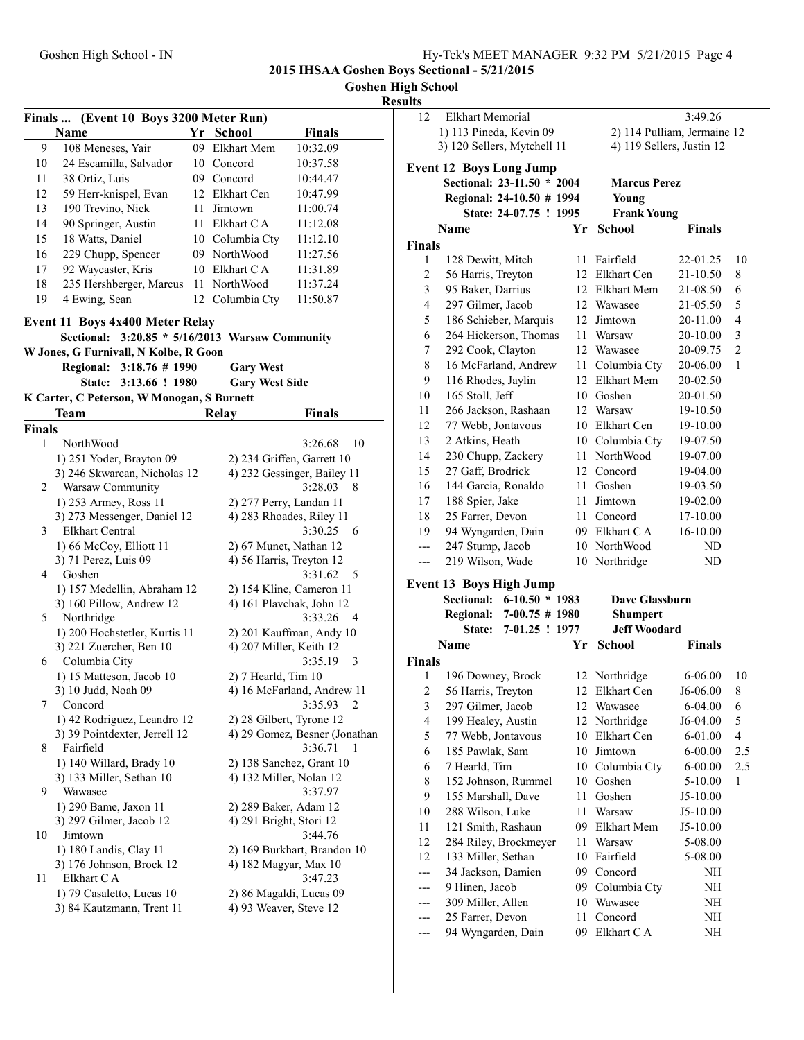**2015 IHSAA Goshen Boys Sectional - 5/21/2015**

**Goshen High School**

**Results**

## Finals ... (Event 10 Boys 3200 Meter Run)

| | Name | Yr | School | Finals |
|---|---|---|---|---|
| 9 | 108 Meneses, Yair | 09 | Elkhart Mem | 10:32.09 |
| 10 | 24 Escamilla, Salvador | 10 | Concord | 10:37.58 |
| 11 | 38 Ortiz, Luis | 09 | Concord | 10:44.47 |
| 12 | 59 Herr-knispel, Evan | 12 | Elkhart Cen | 10:47.99 |
| 13 | 190 Trevino, Nick | 11 | Jimtown | 11:00.74 |
| 14 | 90 Springer, Austin | 11 | Elkhart C A | 11:12.08 |
| 15 | 18 Watts, Daniel | 10 | Columbia Cty | 11:12.10 |
| 16 | 229 Chupp, Spencer | 09 | NorthWood | 11:27.56 |
| 17 | 92 Waycaster, Kris | 10 | Elkhart C A | 11:31.89 |
| 18 | 235 Hershberger, Marcus | 11 | NorthWood | 11:37.24 |
| 19 | 4 Ewing, Sean | 12 | Columbia Cty | 11:50.87 |

## Event 11 Boys 4x400 Meter Relay

Sectional: 3:20.85 * 5/16/2013 Warsaw Community
W Jones, G Furnivall, N Kolbe, R Goon
Regional: 3:18.76 # 1990 Gary West
State: 3:13.66 ! 1980 Gary West Side
K Carter, C Peterson, W Monogan, S Burnett

| | Team | Relay | Finals | |
|---|---|---|---|---|
| **Finals** | | | | |
| 1 | NorthWood | | 3:26.68 | 10 |
| | 1) 251 Yoder, Brayton 09 | 2) 234 Griffen, Garrett 10 | | |
| | 3) 246 Skwarcan, Nicholas 12 | 4) 232 Gessinger, Bailey 11 | | |
| 2 | Warsaw Community | | 3:28.03 | 8 |
| | 1) 253 Armey, Ross 11 | 2) 277 Perry, Landan 11 | | |
| | 3) 273 Messenger, Daniel 12 | 4) 283 Rhoades, Riley 11 | | |
| 3 | Elkhart Central | | 3:30.25 | 6 |
| | 1) 66 McCoy, Elliott 11 | 2) 67 Munet, Nathan 12 | | |
| | 3) 71 Perez, Luis 09 | 4) 56 Harris, Treyton 12 | | |
| 4 | Goshen | | 3:31.62 | 5 |
| | 1) 157 Medellin, Abraham 12 | 2) 154 Kline, Cameron 11 | | |
| | 3) 160 Pillow, Andrew 12 | 4) 161 Plavchak, John 12 | | |
| 5 | Northridge | | 3:33.26 | 4 |
| | 1) 200 Hochstetler, Kurtis 11 | 2) 201 Kauffman, Andy 10 | | |
| | 3) 221 Zuercher, Ben 10 | 4) 207 Miller, Keith 12 | | |
| 6 | Columbia City | | 3:35.19 | 3 |
| | 1) 15 Matteson, Jacob 10 | 2) 7 Hearld, Tim 10 | | |
| | 3) 10 Judd, Noah 09 | 4) 16 McFarland, Andrew 11 | | |
| 7 | Concord | | 3:35.93 | 2 |
| | 1) 42 Rodriguez, Leandro 12 | 2) 28 Gilbert, Tyrone 12 | | |
| | 3) 39 Pointdexter, Jerrell 12 | 4) 29 Gomez, Besner (Jonathan | | |
| 8 | Fairfield | | 3:36.71 | 1 |
| | 1) 140 Willard, Brady 10 | 2) 138 Sanchez, Grant 10 | | |
| | 3) 133 Miller, Sethan 10 | 4) 132 Miller, Nolan 12 | | |
| 9 | Wawasee | | 3:37.97 | |
| | 1) 290 Bame, Jaxon 11 | 2) 289 Baker, Adam 12 | | |
| | 3) 297 Gilmer, Jacob 12 | 4) 291 Bright, Stori 12 | | |
| 10 | Jimtown | | 3:44.76 | |
| | 1) 180 Landis, Clay 11 | 2) 169 Burkhart, Brandon 10 | | |
| | 3) 176 Johnson, Brock 12 | 4) 182 Magyar, Max 10 | | |
| 11 | Elkhart C A | | 3:47.23 | |
| | 1) 79 Casaletto, Lucas 10 | 2) 86 Magaldi, Lucas 09 | | |
| | 3) 84 Kautzmann, Trent 11 | 4) 93 Weaver, Steve 12 | | |
| 12 | Elkhart Memorial | | 3:49.26 | |
| | 1) 113 Pineda, Kevin 09 | 2) 114 Pulliam, Jermaine 12 | | |
| | 3) 120 Sellers, Mytchell 11 | 4) 119 Sellers, Justin 12 | | |

## Event 12 Boys Long Jump

Sectional: 23-11.50 * 2004 Marcus Perez
Regional: 24-10.50 # 1994 Young
State: 24-07.75 ! 1995 Frank Young

| | Name | Yr | School | Finals | |
|---|---|---|---|---|---|
| **Finals** | | | | | |
| 1 | 128 Dewitt, Mitch | 11 | Fairfield | 22-01.25 | 10 |
| 2 | 56 Harris, Treyton | 12 | Elkhart Cen | 21-10.50 | 8 |
| 3 | 95 Baker, Darrius | 12 | Elkhart Mem | 21-08.50 | 6 |
| 4 | 297 Gilmer, Jacob | 12 | Wawasee | 21-05.50 | 5 |
| 5 | 186 Schieber, Marquis | 12 | Jimtown | 20-11.00 | 4 |
| 6 | 264 Hickerson, Thomas | 11 | Warsaw | 20-10.00 | 3 |
| 7 | 292 Cook, Clayton | 12 | Wawasee | 20-09.75 | 2 |
| 8 | 16 McFarland, Andrew | 11 | Columbia Cty | 20-06.00 | 1 |
| 9 | 116 Rhodes, Jaylin | 12 | Elkhart Mem | 20-02.50 | |
| 10 | 165 Stoll, Jeff | 10 | Goshen | 20-01.50 | |
| 11 | 266 Jackson, Rashaan | 12 | Warsaw | 19-10.50 | |
| 12 | 77 Webb, Jontavous | 10 | Elkhart Cen | 19-10.00 | |
| 13 | 2 Atkins, Heath | 10 | Columbia Cty | 19-07.50 | |
| 14 | 230 Chupp, Zackery | 11 | NorthWood | 19-07.00 | |
| 15 | 27 Gaff, Brodrick | 12 | Concord | 19-04.00 | |
| 16 | 144 Garcia, Ronaldo | 11 | Goshen | 19-03.50 | |
| 17 | 188 Spier, Jake | 11 | Jimtown | 19-02.00 | |
| 18 | 25 Farrer, Devon | 11 | Concord | 17-10.00 | |
| 19 | 94 Wyngarden, Dain | 09 | Elkhart C A | 16-10.00 | |
| --- | 247 Stump, Jacob | 10 | NorthWood | ND | |
| --- | 219 Wilson, Wade | 10 | Northridge | ND | |

## Event 13 Boys High Jump

Sectional: 6-10.50 * 1983 Dave Glassburn
Regional: 7-00.75 # 1980 Shumpert
State: 7-01.25 ! 1977 Jeff Woodard

| | Name | Yr | School | Finals | |
|---|---|---|---|---|---|
| **Finals** | | | | | |
| 1 | 196 Downey, Brock | 12 | Northridge | 6-06.00 | 10 |
| 2 | 56 Harris, Treyton | 12 | Elkhart Cen | J6-06.00 | 8 |
| 3 | 297 Gilmer, Jacob | 12 | Wawasee | 6-04.00 | 6 |
| 4 | 199 Healey, Austin | 12 | Northridge | J6-04.00 | 5 |
| 5 | 77 Webb, Jontavous | 10 | Elkhart Cen | 6-01.00 | 4 |
| 6 | 185 Pawlak, Sam | 10 | Jimtown | 6-00.00 | 2.5 |
| 6 | 7 Hearld, Tim | 10 | Columbia Cty | 6-00.00 | 2.5 |
| 8 | 152 Johnson, Rummel | 10 | Goshen | 5-10.00 | 1 |
| 9 | 155 Marshall, Dave | 11 | Goshen | J5-10.00 | |
| 10 | 288 Wilson, Luke | 11 | Warsaw | J5-10.00 | |
| 11 | 121 Smith, Rashaun | 09 | Elkhart Mem | J5-10.00 | |
| 12 | 284 Riley, Brockmeyer | 11 | Warsaw | 5-08.00 | |
| 12 | 133 Miller, Sethan | 10 | Fairfield | 5-08.00 | |
| --- | 34 Jackson, Damien | 09 | Concord | NH | |
| --- | 9 Hinen, Jacob | 09 | Columbia Cty | NH | |
| --- | 309 Miller, Allen | 10 | Wawasee | NH | |
| --- | 25 Farrer, Devon | 11 | Concord | NH | |
| --- | 94 Wyngarden, Dain | 09 | Elkhart C A | NH | |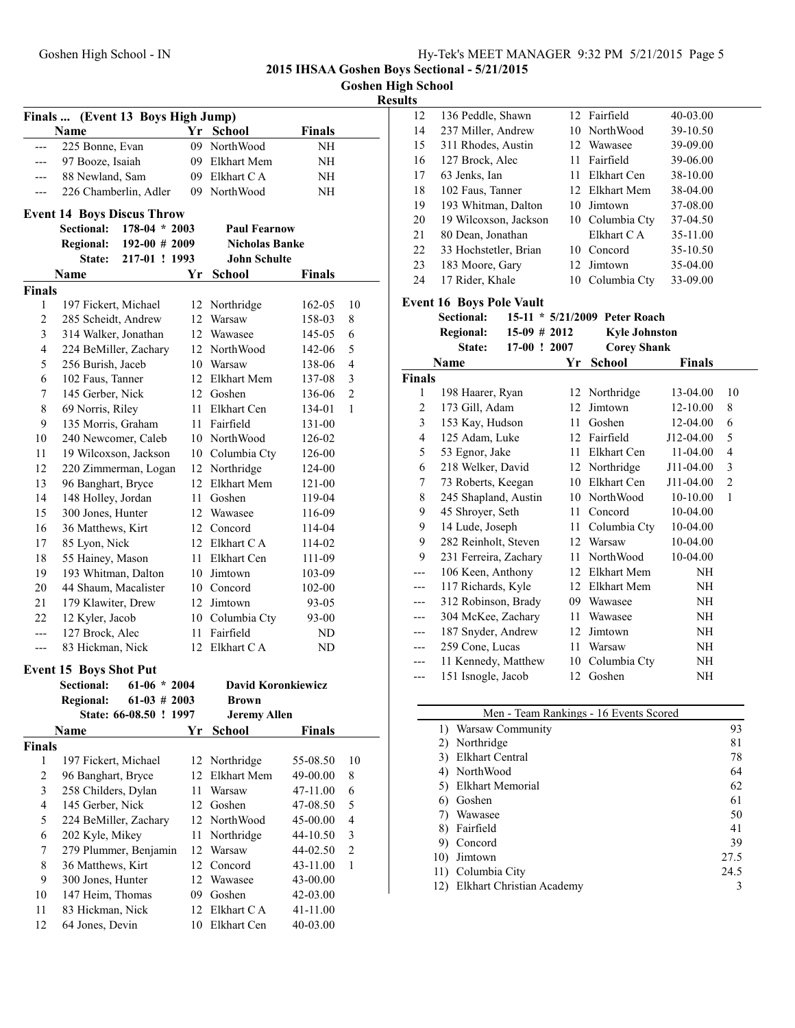## 2015 IHSAA Goshen Boys Sectional - 5/21/2015

**Goshen High School**

**Results**

### Finals ... (Event 13 Boys High Jump)

| | Name | Yr | School | Finals |
|---|---|---|---|---|
| --- | 225 Bonne, Evan | 09 | NorthWood | NH |
| --- | 97 Booze, Isaiah | 09 | Elkhart Mem | NH |
| --- | 88 Newland, Sam | 09 | Elkhart C A | NH |
| --- | 226 Chamberlin, Adler | 09 | NorthWood | NH |

### Event 14 Boys Discus Throw

Sectional: 178-04 * 2003 Paul Fearnow
Regional: 192-00 # 2009 Nicholas Banke
State: 217-01 ! 1993 John Schulte

**Finals**

| | Name | Yr | School | Finals | |
|---|---|---|---|---|---|
| 1 | 197 Fickert, Michael | 12 | Northridge | 162-05 | 10 |
| 2 | 285 Scheidt, Andrew | 12 | Warsaw | 158-03 | 8 |
| 3 | 314 Walker, Jonathan | 12 | Wawasee | 145-05 | 6 |
| 4 | 224 BeMiller, Zachary | 12 | NorthWood | 142-06 | 5 |
| 5 | 256 Burish, Jaceb | 10 | Warsaw | 138-06 | 4 |
| 6 | 102 Faus, Tanner | 12 | Elkhart Mem | 137-08 | 3 |
| 7 | 145 Gerber, Nick | 12 | Goshen | 136-06 | 2 |
| 8 | 69 Norris, Riley | 11 | Elkhart Cen | 134-01 | 1 |
| 9 | 135 Morris, Graham | 11 | Fairfield | 131-00 | |
| 10 | 240 Newcomer, Caleb | 10 | NorthWood | 126-02 | |
| 11 | 19 Wilcoxson, Jackson | 10 | Columbia Cty | 126-00 | |
| 12 | 220 Zimmerman, Logan | 12 | Northridge | 124-00 | |
| 13 | 96 Banghart, Bryce | 12 | Elkhart Mem | 121-00 | |
| 14 | 148 Holley, Jordan | 11 | Goshen | 119-04 | |
| 15 | 300 Jones, Hunter | 12 | Wawasee | 116-09 | |
| 16 | 36 Matthews, Kirt | 12 | Concord | 114-04 | |
| 17 | 85 Lyon, Nick | 12 | Elkhart C A | 114-02 | |
| 18 | 55 Hainey, Mason | 11 | Elkhart Cen | 111-09 | |
| 19 | 193 Whitman, Dalton | 10 | Jimtown | 103-09 | |
| 20 | 44 Shaum, Macalister | 10 | Concord | 102-00 | |
| 21 | 179 Klawiter, Drew | 12 | Jimtown | 93-05 | |
| 22 | 12 Kyler, Jacob | 10 | Columbia Cty | 93-00 | |
| --- | 127 Brock, Alec | 11 | Fairfield | ND | |
| --- | 83 Hickman, Nick | 12 | Elkhart C A | ND | |

### Event 15 Boys Shot Put

Sectional: 61-06 * 2004 David Koronkiewicz
Regional: 61-03 # 2003 Brown
State: 66-08.50 ! 1997 Jeremy Allen

**Finals**

| | Name | Yr | School | Finals | |
|---|---|---|---|---|---|
| 1 | 197 Fickert, Michael | 12 | Northridge | 55-08.50 | 10 |
| 2 | 96 Banghart, Bryce | 12 | Elkhart Mem | 49-00.00 | 8 |
| 3 | 258 Childers, Dylan | 11 | Warsaw | 47-11.00 | 6 |
| 4 | 145 Gerber, Nick | 12 | Goshen | 47-08.50 | 5 |
| 5 | 224 BeMiller, Zachary | 12 | NorthWood | 45-00.00 | 4 |
| 6 | 202 Kyle, Mikey | 11 | Northridge | 44-10.50 | 3 |
| 7 | 279 Plummer, Benjamin | 12 | Warsaw | 44-02.50 | 2 |
| 8 | 36 Matthews, Kirt | 12 | Concord | 43-11.00 | 1 |
| 9 | 300 Jones, Hunter | 12 | Wawasee | 43-00.00 | |
| 10 | 147 Heim, Thomas | 09 | Goshen | 42-03.00 | |
| 11 | 83 Hickman, Nick | 12 | Elkhart C A | 41-11.00 | |
| 12 | 64 Jones, Devin | 10 | Elkhart Cen | 40-03.00 | |
| 12 | 136 Peddle, Shawn | 12 | Fairfield | 40-03.00 | |
| 14 | 237 Miller, Andrew | 10 | NorthWood | 39-10.50 | |
| 15 | 311 Rhodes, Austin | 12 | Wawasee | 39-09.00 | |
| 16 | 127 Brock, Alec | 11 | Fairfield | 39-06.00 | |
| 17 | 63 Jenks, Ian | 11 | Elkhart Cen | 38-10.00 | |
| 18 | 102 Faus, Tanner | 12 | Elkhart Mem | 38-04.00 | |
| 19 | 193 Whitman, Dalton | 10 | Jimtown | 37-08.00 | |
| 20 | 19 Wilcoxson, Jackson | 10 | Columbia Cty | 37-04.50 | |
| 21 | 80 Dean, Jonathan | | Elkhart C A | 35-11.00 | |
| 22 | 33 Hochstetler, Brian | 10 | Concord | 35-10.50 | |
| 23 | 183 Moore, Gary | 12 | Jimtown | 35-04.00 | |
| 24 | 17 Rider, Khale | 10 | Columbia Cty | 33-09.00 | |

### Event 16 Boys Pole Vault

Sectional: 15-11 * 5/21/2009 Peter Roach
Regional: 15-09 # 2012 Kyle Johnston
State: 17-00 ! 2007 Corey Shank

**Finals**

| | Name | Yr | School | Finals | |
|---|---|---|---|---|---|
| 1 | 198 Haarer, Ryan | 12 | Northridge | 13-04.00 | 10 |
| 2 | 173 Gill, Adam | 12 | Jimtown | 12-10.00 | 8 |
| 3 | 153 Kay, Hudson | 11 | Goshen | 12-04.00 | 6 |
| 4 | 125 Adam, Luke | 12 | Fairfield | J12-04.00 | 5 |
| 5 | 53 Egnor, Jake | 11 | Elkhart Cen | 11-04.00 | 4 |
| 6 | 218 Welker, David | 12 | Northridge | J11-04.00 | 3 |
| 7 | 73 Roberts, Keegan | 10 | Elkhart Cen | J11-04.00 | 2 |
| 8 | 245 Shapland, Austin | 10 | NorthWood | 10-10.00 | 1 |
| 9 | 45 Shroyer, Seth | 11 | Concord | 10-04.00 | |
| 9 | 14 Lude, Joseph | 11 | Columbia Cty | 10-04.00 | |
| 9 | 282 Reinholt, Steven | 12 | Warsaw | 10-04.00 | |
| 9 | 231 Ferreira, Zachary | 11 | NorthWood | 10-04.00 | |
| --- | 106 Keen, Anthony | 12 | Elkhart Mem | NH | |
| --- | 117 Richards, Kyle | 12 | Elkhart Mem | NH | |
| --- | 312 Robinson, Brady | 09 | Wawasee | NH | |
| --- | 304 McKee, Zachary | 11 | Wawasee | NH | |
| --- | 187 Snyder, Andrew | 12 | Jimtown | NH | |
| --- | 259 Cone, Lucas | 11 | Warsaw | NH | |
| --- | 11 Kennedy, Matthew | 10 | Columbia Cty | NH | |
| --- | 151 Isnogle, Jacob | 12 | Goshen | NH | |

### Men - Team Rankings - 16 Events Scored

| | Team | Points |
|---|---|---|
| 1) | Warsaw Community | 93 |
| 2) | Northridge | 81 |
| 3) | Elkhart Central | 78 |
| 4) | NorthWood | 64 |
| 5) | Elkhart Memorial | 62 |
| 6) | Goshen | 61 |
| 7) | Wawasee | 50 |
| 8) | Fairfield | 41 |
| 9) | Concord | 39 |
| 10) | Jimtown | 27.5 |
| 11) | Columbia City | 24.5 |
| 12) | Elkhart Christian Academy | 3 |